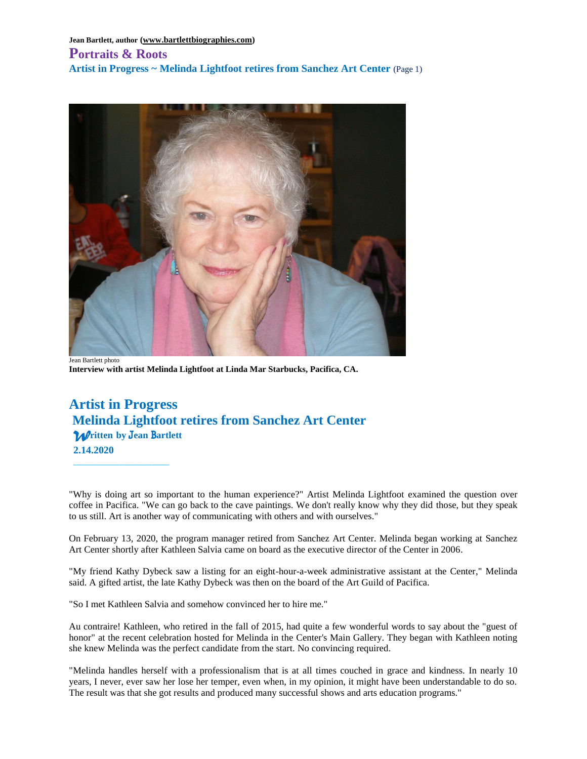Jean Bartlett, author (www.bartlettbiographies.com)

# Portraits & Roots

**Artist in Progress ~ Melinda Lightfoot retires from Sanchez Art Center** (Page 1)

Jean Bartlett photo

**Interview with artist Melinda Lightfoot at Linda Mar Starbucks, Pacifica, CA.**

## Artist in Progress
## Melinda Lightfoot retires from Sanchez Art Center

**Written by Jean Bartlett**

**2.14.2020**

---

"Why is doing art so important to the human experience?" Artist Melinda Lightfoot examined the question over coffee in Pacifica. "We can go back to the cave paintings. We don't really know why they did those, but they speak to us still. Art is another way of communicating with others and with ourselves."

On February 13, 2020, the program manager retired from Sanchez Art Center. Melinda began working at Sanchez Art Center shortly after Kathleen Salvia came on board as the executive director of the Center in 2006.

"My friend Kathy Dybeck saw a listing for an eight-hour-a-week administrative assistant at the Center," Melinda said. A gifted artist, the late Kathy Dybeck was then on the board of the Art Guild of Pacifica.

"So I met Kathleen Salvia and somehow convinced her to hire me."

Au contraire! Kathleen, who retired in the fall of 2015, had quite a few wonderful words to say about the "guest of honor" at the recent celebration hosted for Melinda in the Center's Main Gallery. They began with Kathleen noting she knew Melinda was the perfect candidate from the start. No convincing required.

"Melinda handles herself with a professionalism that is at all times couched in grace and kindness. In nearly 10 years, I never, ever saw her lose her temper, even when, in my opinion, it might have been understandable to do so. The result was that she got results and produced many successful shows and arts education programs."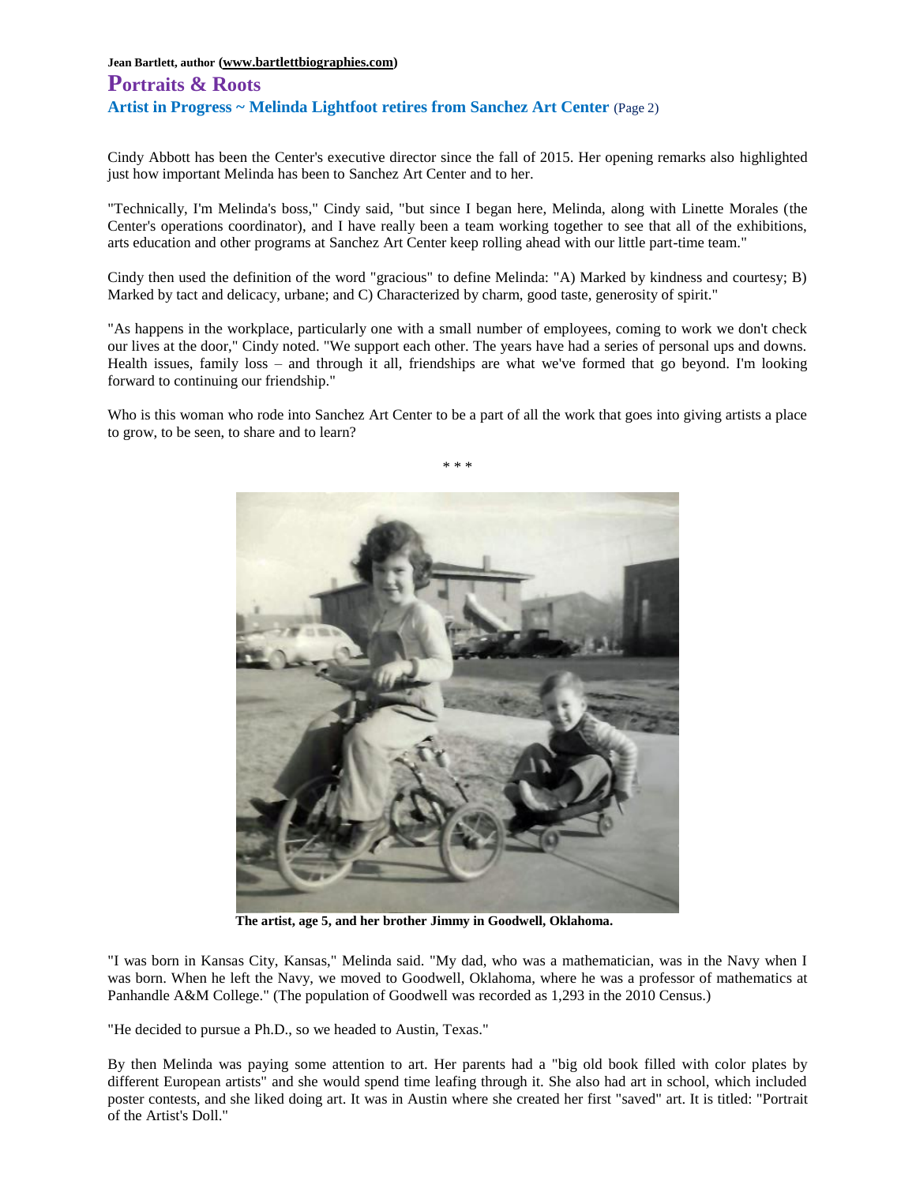Cindy Abbott has been the Center's executive director since the fall of 2015. Her opening remarks also highlighted just how important Melinda has been to Sanchez Art Center and to her.

"Technically, I'm Melinda's boss," Cindy said, "but since I began here, Melinda, along with Linette Morales (the Center's operations coordinator), and I have really been a team working together to see that all of the exhibitions, arts education and other programs at Sanchez Art Center keep rolling ahead with our little part-time team."

Cindy then used the definition of the word "gracious" to define Melinda: "A) Marked by kindness and courtesy; B) Marked by tact and delicacy, urbane; and C) Characterized by charm, good taste, generosity of spirit."

"As happens in the workplace, particularly one with a small number of employees, coming to work we don't check our lives at the door," Cindy noted. "We support each other. The years have had a series of personal ups and downs. Health issues, family loss – and through it all, friendships are what we've formed that go beyond. I'm looking forward to continuing our friendship."

Who is this woman who rode into Sanchez Art Center to be a part of all the work that goes into giving artists a place to grow, to be seen, to share and to learn?

\* \* \*

**The artist, age 5, and her brother Jimmy in Goodwell, Oklahoma.**

"I was born in Kansas City, Kansas," Melinda said. "My dad, who was a mathematician, was in the Navy when I was born. When he left the Navy, we moved to Goodwell, Oklahoma, where he was a professor of mathematics at Panhandle A&M College." (The population of Goodwell was recorded as 1,293 in the 2010 Census.)

"He decided to pursue a Ph.D., so we headed to Austin, Texas."

By then Melinda was paying some attention to art. Her parents had a "big old book filled with color plates by different European artists" and she would spend time leafing through it. She also had art in school, which included poster contests, and she liked doing art. It was in Austin where she created her first "saved" art. It is titled: "Portrait of the Artist's Doll."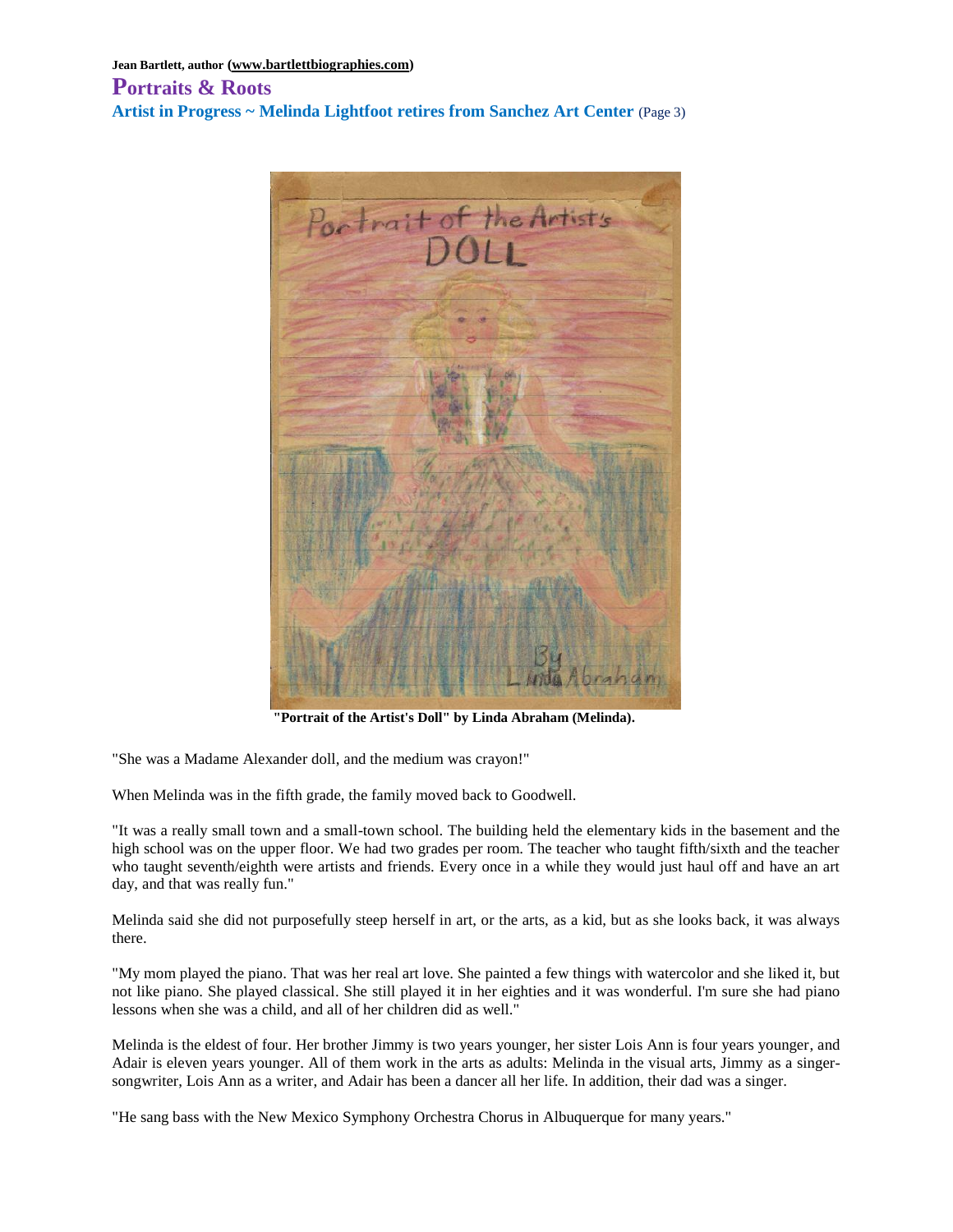"Portrait of the Artist's Doll" by Linda Abraham (Melinda).

"She was a Madame Alexander doll, and the medium was crayon!"

When Melinda was in the fifth grade, the family moved back to Goodwell.

"It was a really small town and a small-town school. The building held the elementary kids in the basement and the high school was on the upper floor. We had two grades per room. The teacher who taught fifth/sixth and the teacher who taught seventh/eighth were artists and friends. Every once in a while they would just haul off and have an art day, and that was really fun."

Melinda said she did not purposefully steep herself in art, or the arts, as a kid, but as she looks back, it was always there.

"My mom played the piano. That was her real art love. She painted a few things with watercolor and she liked it, but not like piano. She played classical. She still played it in her eighties and it was wonderful. I'm sure she had piano lessons when she was a child, and all of her children did as well."

Melinda is the eldest of four. Her brother Jimmy is two years younger, her sister Lois Ann is four years younger, and Adair is eleven years younger. All of them work in the arts as adults: Melinda in the visual arts, Jimmy as a singer-songwriter, Lois Ann as a writer, and Adair has been a dancer all her life. In addition, their dad was a singer.

"He sang bass with the New Mexico Symphony Orchestra Chorus in Albuquerque for many years."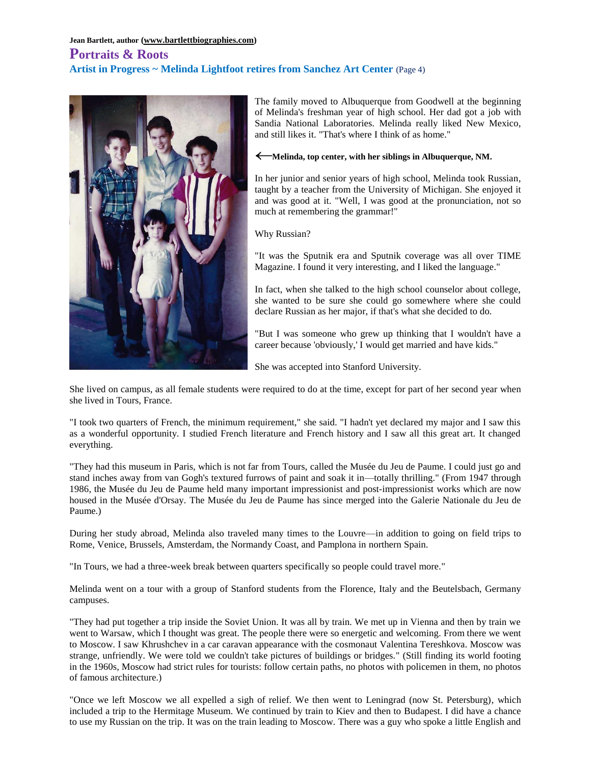The family moved to Albuquerque from Goodwell at the beginning of Melinda's freshman year of high school. Her dad got a job with Sandia National Laboratories. Melinda really liked New Mexico, and still likes it. "That's where I think of as home."

**⟵Melinda, top center, with her siblings in Albuquerque, NM.**

In her junior and senior years of high school, Melinda took Russian, taught by a teacher from the University of Michigan. She enjoyed it and was good at it. "Well, I was good at the pronunciation, not so much at remembering the grammar!"

Why Russian?

"It was the Sputnik era and Sputnik coverage was all over TIME Magazine. I found it very interesting, and I liked the language."

In fact, when she talked to the high school counselor about college, she wanted to be sure she could go somewhere where she could declare Russian as her major, if that's what she decided to do.

"But I was someone who grew up thinking that I wouldn't have a career because 'obviously,' I would get married and have kids."

She was accepted into Stanford University.

She lived on campus, as all female students were required to do at the time, except for part of her second year when she lived in Tours, France.

"I took two quarters of French, the minimum requirement," she said. "I hadn't yet declared my major and I saw this as a wonderful opportunity. I studied French literature and French history and I saw all this great art. It changed everything.

"They had this museum in Paris, which is not far from Tours, called the Musée du Jeu de Paume. I could just go and stand inches away from van Gogh's textured furrows of paint and soak it in—totally thrilling." (From 1947 through 1986, the Musée du Jeu de Paume held many important impressionist and post-impressionist works which are now housed in the Musée d'Orsay. The Musée du Jeu de Paume has since merged into the Galerie Nationale du Jeu de Paume.)

During her study abroad, Melinda also traveled many times to the Louvre—in addition to going on field trips to Rome, Venice, Brussels, Amsterdam, the Normandy Coast, and Pamplona in northern Spain.

"In Tours, we had a three-week break between quarters specifically so people could travel more."

Melinda went on a tour with a group of Stanford students from the Florence, Italy and the Beutelsbach, Germany campuses.

"They had put together a trip inside the Soviet Union. It was all by train. We met up in Vienna and then by train we went to Warsaw, which I thought was great. The people there were so energetic and welcoming. From there we went to Moscow. I saw Khrushchev in a car caravan appearance with the cosmonaut Valentina Tereshkova. Moscow was strange, unfriendly. We were told we couldn't take pictures of buildings or bridges." (Still finding its world footing in the 1960s, Moscow had strict rules for tourists: follow certain paths, no photos with policemen in them, no photos of famous architecture.)

"Once we left Moscow we all expelled a sigh of relief. We then went to Leningrad (now St. Petersburg), which included a trip to the Hermitage Museum. We continued by train to Kiev and then to Budapest. I did have a chance to use my Russian on the trip. It was on the train leading to Moscow. There was a guy who spoke a little English and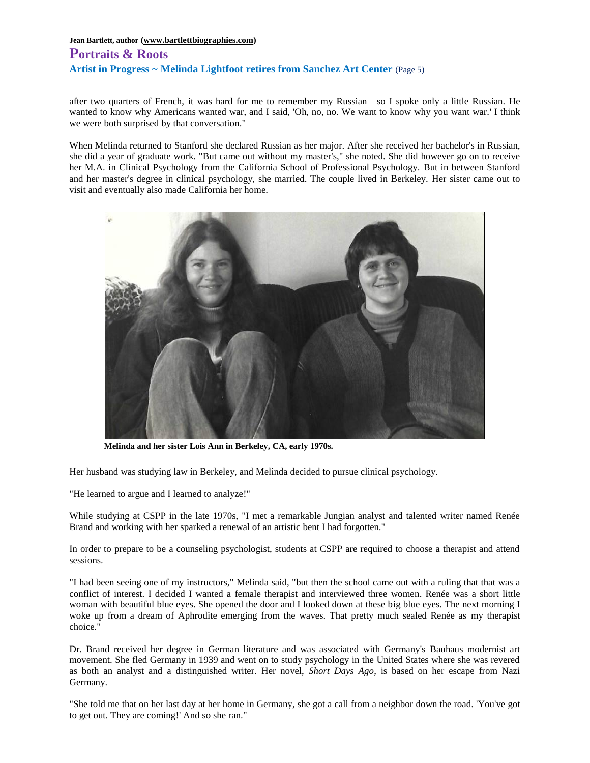after two quarters of French, it was hard for me to remember my Russian—so I spoke only a little Russian. He wanted to know why Americans wanted war, and I said, 'Oh, no, no. We want to know why you want war.' I think we were both surprised by that conversation."

When Melinda returned to Stanford she declared Russian as her major. After she received her bachelor's in Russian, she did a year of graduate work. "But came out without my master's," she noted. She did however go on to receive her M.A. in Clinical Psychology from the California School of Professional Psychology. But in between Stanford and her master's degree in clinical psychology, she married. The couple lived in Berkeley. Her sister came out to visit and eventually also made California her home.

**Melinda and her sister Lois Ann in Berkeley, CA, early 1970s.**

Her husband was studying law in Berkeley, and Melinda decided to pursue clinical psychology.

"He learned to argue and I learned to analyze!"

While studying at CSPP in the late 1970s, "I met a remarkable Jungian analyst and talented writer named Renée Brand and working with her sparked a renewal of an artistic bent I had forgotten."

In order to prepare to be a counseling psychologist, students at CSPP are required to choose a therapist and attend sessions.

"I had been seeing one of my instructors," Melinda said, "but then the school came out with a ruling that that was a conflict of interest. I decided I wanted a female therapist and interviewed three women. Renée was a short little woman with beautiful blue eyes. She opened the door and I looked down at these big blue eyes. The next morning I woke up from a dream of Aphrodite emerging from the waves. That pretty much sealed Renée as my therapist choice."

Dr. Brand received her degree in German literature and was associated with Germany's Bauhaus modernist art movement. She fled Germany in 1939 and went on to study psychology in the United States where she was revered as both an analyst and a distinguished writer. Her novel, *Short Days Ago*, is based on her escape from Nazi Germany.

"She told me that on her last day at her home in Germany, she got a call from a neighbor down the road. 'You've got to get out. They are coming!' And so she ran."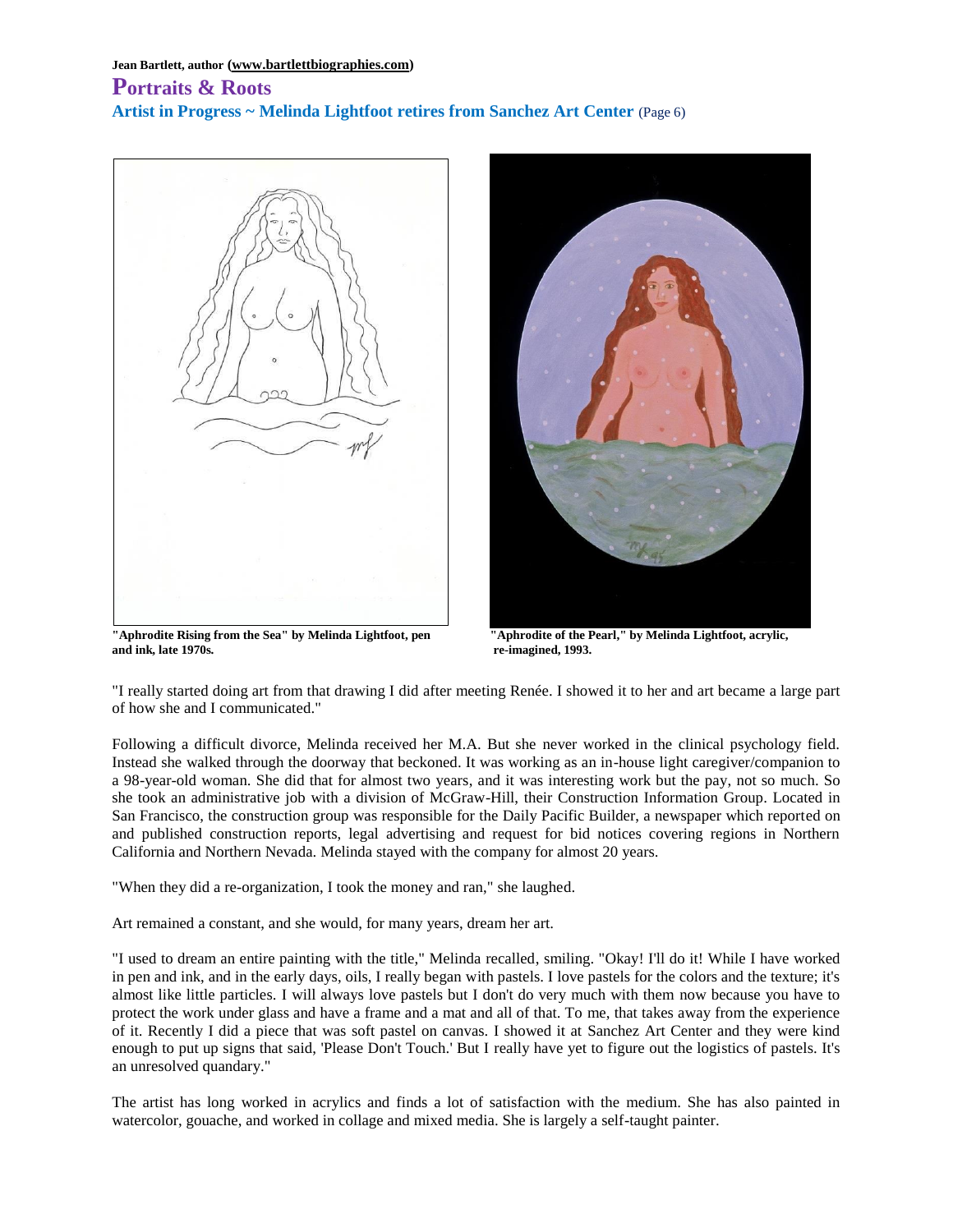"Aphrodite Rising from the Sea" by Melinda Lightfoot, pen and ink, late 1970s.

"Aphrodite of the Pearl," by Melinda Lightfoot, acrylic, re-imagined, 1993.

"I really started doing art from that drawing I did after meeting Renée. I showed it to her and art became a large part of how she and I communicated."

Following a difficult divorce, Melinda received her M.A. But she never worked in the clinical psychology field. Instead she walked through the doorway that beckoned. It was working as an in-house light caregiver/companion to a 98-year-old woman. She did that for almost two years, and it was interesting work but the pay, not so much. So she took an administrative job with a division of McGraw-Hill, their Construction Information Group. Located in San Francisco, the construction group was responsible for the Daily Pacific Builder, a newspaper which reported on and published construction reports, legal advertising and request for bid notices covering regions in Northern California and Northern Nevada. Melinda stayed with the company for almost 20 years.

"When they did a re-organization, I took the money and ran," she laughed.

Art remained a constant, and she would, for many years, dream her art.

"I used to dream an entire painting with the title," Melinda recalled, smiling. "Okay! I'll do it! While I have worked in pen and ink, and in the early days, oils, I really began with pastels. I love pastels for the colors and the texture; it's almost like little particles. I will always love pastels but I don't do very much with them now because you have to protect the work under glass and have a frame and a mat and all of that. To me, that takes away from the experience of it. Recently I did a piece that was soft pastel on canvas. I showed it at Sanchez Art Center and they were kind enough to put up signs that said, 'Please Don't Touch.' But I really have yet to figure out the logistics of pastels. It's an unresolved quandary."

The artist has long worked in acrylics and finds a lot of satisfaction with the medium. She has also painted in watercolor, gouache, and worked in collage and mixed media. She is largely a self-taught painter.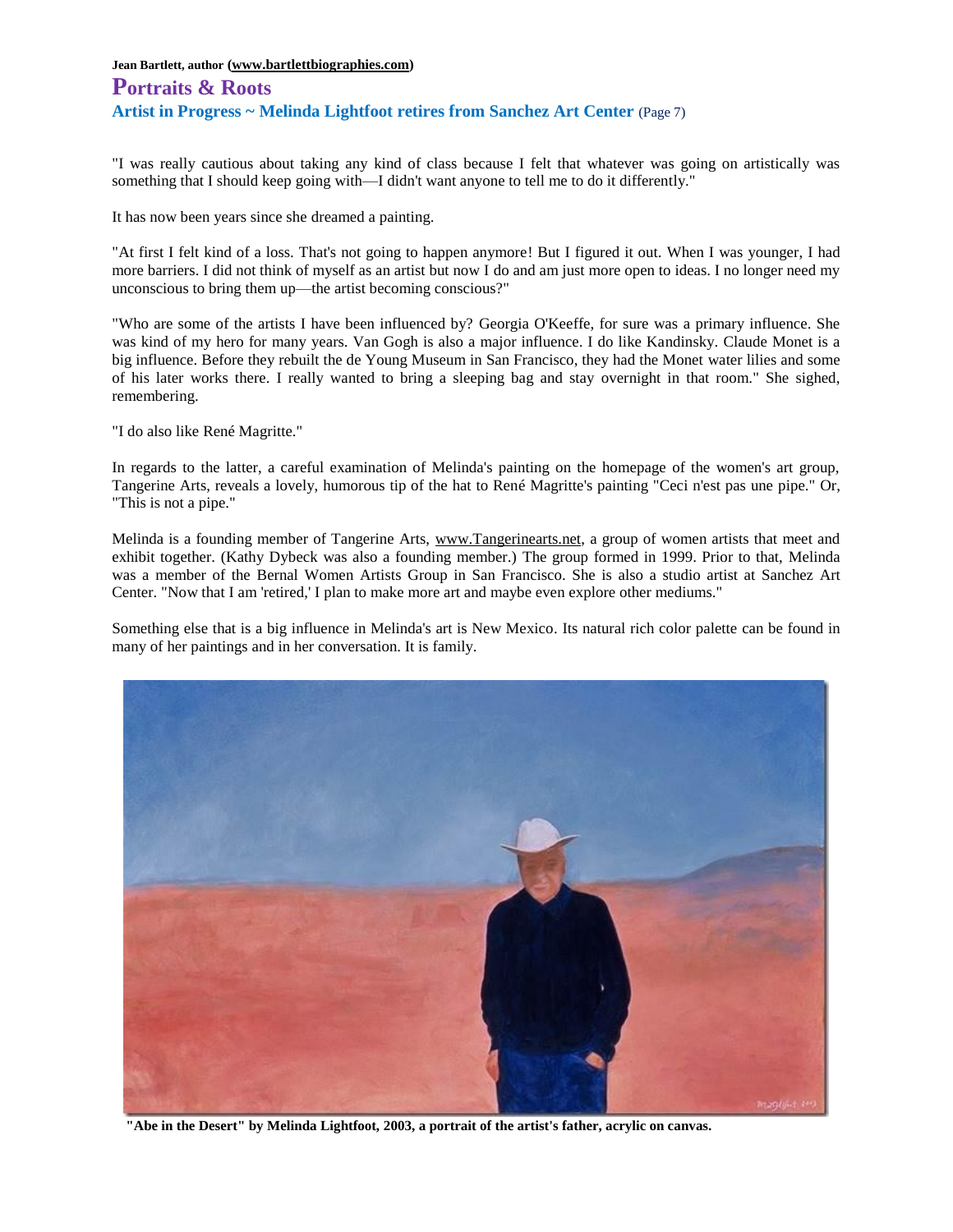"I was really cautious about taking any kind of class because I felt that whatever was going on artistically was something that I should keep going with—I didn't want anyone to tell me to do it differently."

It has now been years since she dreamed a painting.

"At first I felt kind of a loss. That's not going to happen anymore! But I figured it out. When I was younger, I had more barriers. I did not think of myself as an artist but now I do and am just more open to ideas. I no longer need my unconscious to bring them up—the artist becoming conscious?"

"Who are some of the artists I have been influenced by? Georgia O'Keeffe, for sure was a primary influence. She was kind of my hero for many years. Van Gogh is also a major influence. I do like Kandinsky. Claude Monet is a big influence. Before they rebuilt the de Young Museum in San Francisco, they had the Monet water lilies and some of his later works there. I really wanted to bring a sleeping bag and stay overnight in that room." She sighed, remembering.

"I do also like René Magritte."

In regards to the latter, a careful examination of Melinda's painting on the homepage of the women's art group, Tangerine Arts, reveals a lovely, humorous tip of the hat to René Magritte's painting "Ceci n'est pas une pipe." Or, "This is not a pipe."

Melinda is a founding member of Tangerine Arts, www.Tangerinearts.net, a group of women artists that meet and exhibit together. (Kathy Dybeck was also a founding member.) The group formed in 1999. Prior to that, Melinda was a member of the Bernal Women Artists Group in San Francisco. She is also a studio artist at Sanchez Art Center. "Now that I am 'retired,' I plan to make more art and maybe even explore other mediums."

Something else that is a big influence in Melinda's art is New Mexico. Its natural rich color palette can be found in many of her paintings and in her conversation. It is family.

**"Abe in the Desert" by Melinda Lightfoot, 2003, a portrait of the artist's father, acrylic on canvas.**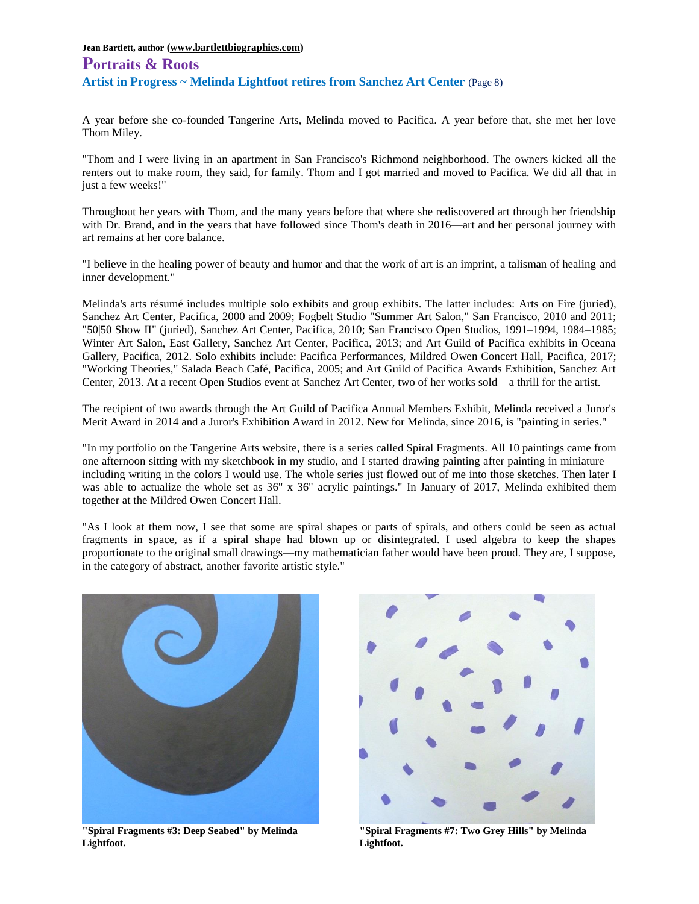A year before she co-founded Tangerine Arts, Melinda moved to Pacifica. A year before that, she met her love Thom Miley.

"Thom and I were living in an apartment in San Francisco's Richmond neighborhood. The owners kicked all the renters out to make room, they said, for family. Thom and I got married and moved to Pacifica. We did all that in just a few weeks!"

Throughout her years with Thom, and the many years before that where she rediscovered art through her friendship with Dr. Brand, and in the years that have followed since Thom's death in 2016—art and her personal journey with art remains at her core balance.

"I believe in the healing power of beauty and humor and that the work of art is an imprint, a talisman of healing and inner development."

Melinda's arts résumé includes multiple solo exhibits and group exhibits. The latter includes: Arts on Fire (juried), Sanchez Art Center, Pacifica, 2000 and 2009; Fogbelt Studio "Summer Art Salon," San Francisco, 2010 and 2011; "50|50 Show II" (juried), Sanchez Art Center, Pacifica, 2010; San Francisco Open Studios, 1991–1994, 1984–1985; Winter Art Salon, East Gallery, Sanchez Art Center, Pacifica, 2013; and Art Guild of Pacifica exhibits in Oceana Gallery, Pacifica, 2012. Solo exhibits include: Pacifica Performances, Mildred Owen Concert Hall, Pacifica, 2017; "Working Theories," Salada Beach Café, Pacifica, 2005; and Art Guild of Pacifica Awards Exhibition, Sanchez Art Center, 2013. At a recent Open Studios event at Sanchez Art Center, two of her works sold—a thrill for the artist.

The recipient of two awards through the Art Guild of Pacifica Annual Members Exhibit, Melinda received a Juror's Merit Award in 2014 and a Juror's Exhibition Award in 2012. New for Melinda, since 2016, is "painting in series."

"In my portfolio on the Tangerine Arts website, there is a series called Spiral Fragments. All 10 paintings came from one afternoon sitting with my sketchbook in my studio, and I started drawing painting after painting in miniature—including writing in the colors I would use. The whole series just flowed out of me into those sketches. Then later I was able to actualize the whole set as 36" x 36" acrylic paintings." In January of 2017, Melinda exhibited them together at the Mildred Owen Concert Hall.

"As I look at them now, I see that some are spiral shapes or parts of spirals, and others could be seen as actual fragments in space, as if a spiral shape had blown up or disintegrated. I used algebra to keep the shapes proportionate to the original small drawings—my mathematician father would have been proud. They are, I suppose, in the category of abstract, another favorite artistic style."

**"Spiral Fragments #3: Deep Seabed" by Melinda Lightfoot.**

**"Spiral Fragments #7: Two Grey Hills" by Melinda Lightfoot.**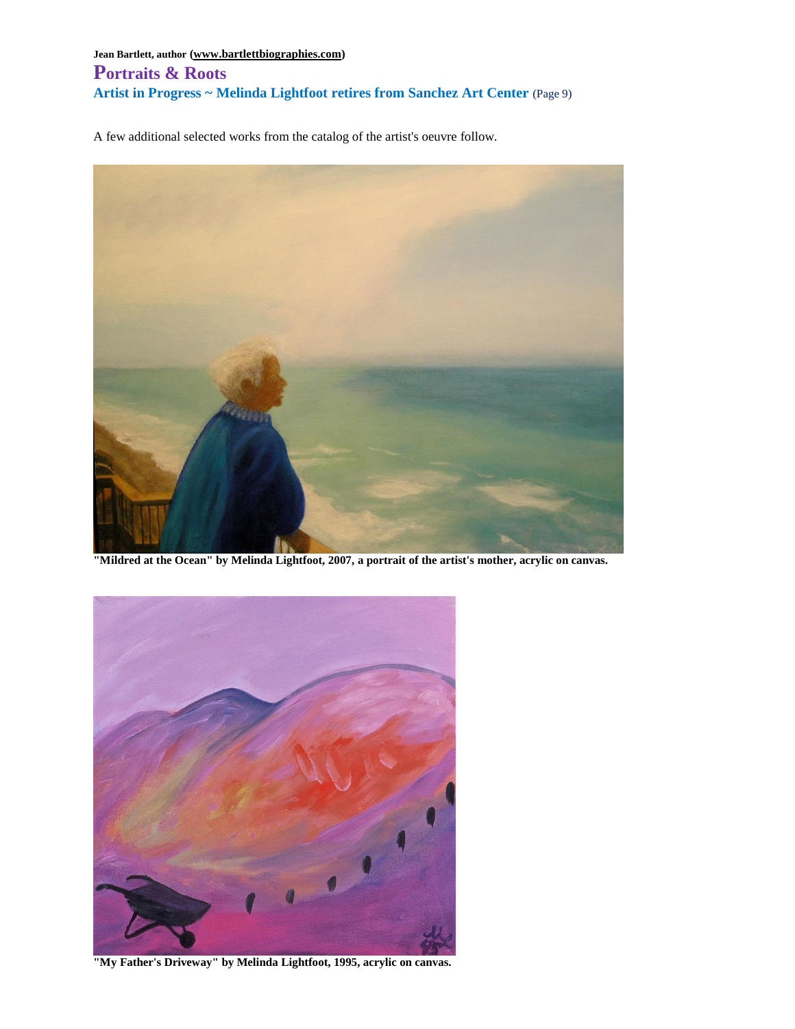A few additional selected works from the catalog of the artist's oeuvre follow.

**"Mildred at the Ocean" by Melinda Lightfoot, 2007, a portrait of the artist's mother, acrylic on canvas.**

**"My Father's Driveway" by Melinda Lightfoot, 1995, acrylic on canvas.**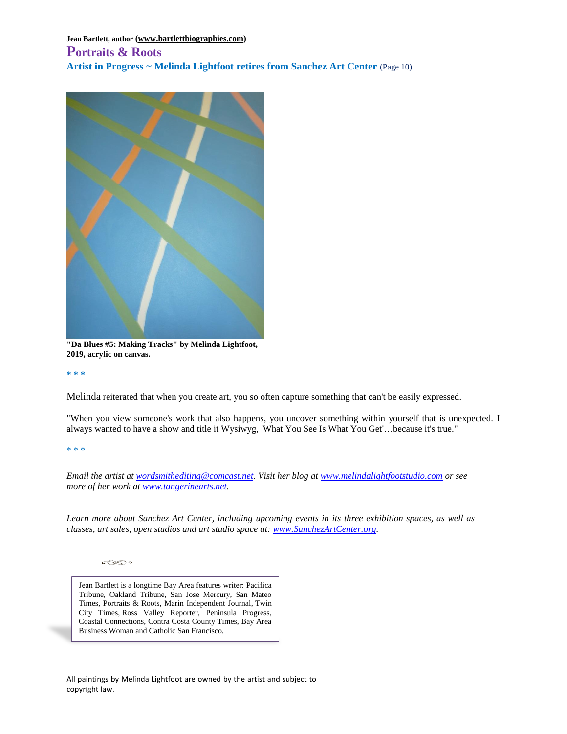"Da Blues #5: Making Tracks" by Melinda Lightfoot, 2019, acrylic on canvas.

\* \* \*

Melinda reiterated that when you create art, you so often capture something that can't be easily expressed.

"When you view someone's work that also happens, you uncover something within yourself that is unexpected. I always wanted to have a show and title it Wysiwyg, 'What You See Is What You Get'…because it's true."

\* \* \*

*Email the artist at [wordsmithediting@comcast.net](mailto:wordsmithediting@comcast.net). Visit her blog at [www.melindalightfootstudio.com](http://www.melindalightfootstudio.com) or see more of her work at [www.tangerinearts.net](http://www.tangerinearts.net).*

*Learn more about Sanchez Art Center, including upcoming events in its three exhibition spaces, as well as classes, art sales, open studios and art studio space at: [www.SanchezArtCenter.org](http://www.SanchezArtCenter.org).*

Jean Bartlett is a longtime Bay Area features writer: Pacifica Tribune, Oakland Tribune, San Jose Mercury, San Mateo Times, Portraits & Roots, Marin Independent Journal, Twin City Times, Ross Valley Reporter, Peninsula Progress, Coastal Connections, Contra Costa County Times, Bay Area Business Woman and Catholic San Francisco.

All paintings by Melinda Lightfoot are owned by the artist and subject to copyright law.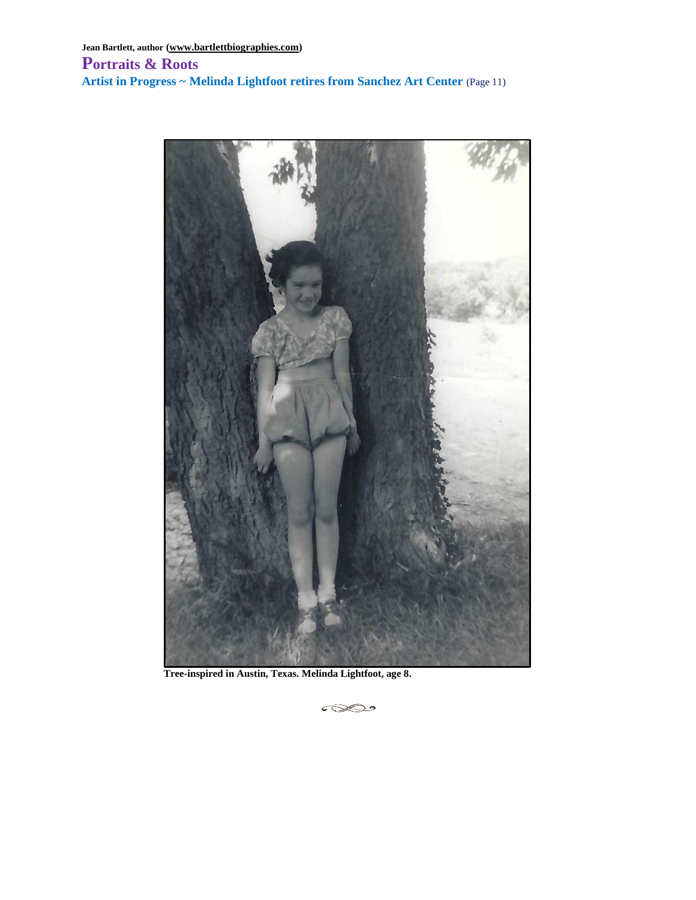Tree-inspired in Austin, Texas. Melinda Lightfoot, age 8.